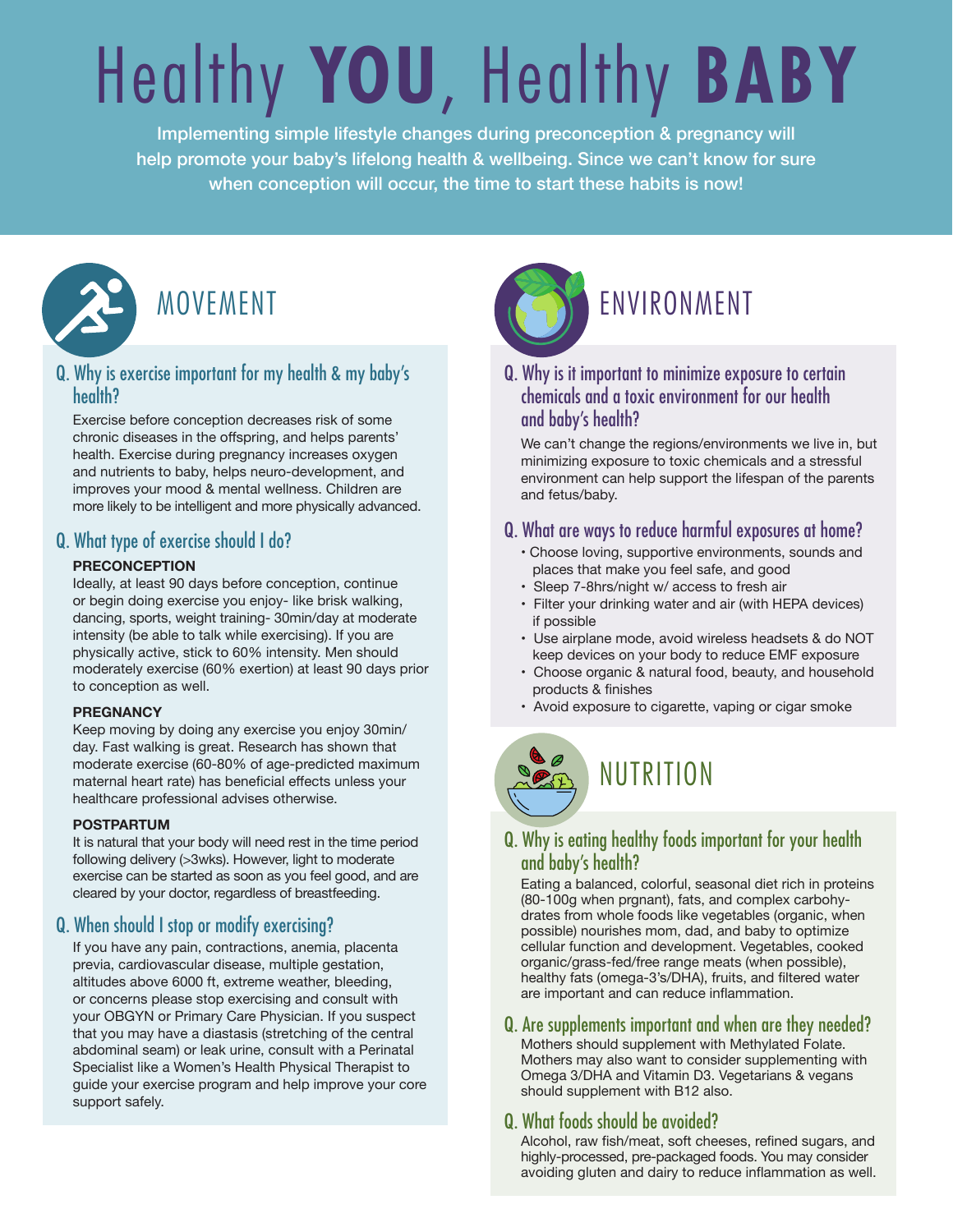# Healthy **YOU**, Healthy **BABY**

Implementing simple lifestyle changes during preconception & pregnancy will help promote your baby's lifelong health & wellbeing. Since we can't know for sure when conception will occur, the time to start these habits is now!

## MOVEMENT

### Q. Why is exercise important for my health & my baby's health?

Exercise before conception decreases risk of some chronic diseases in the offspring, and helps parents' health. Exercise during pregnancy increases oxygen and nutrients to baby, helps neuro-development, and improves your mood & mental wellness. Children are more likely to be intelligent and more physically advanced.

### Q. What type of exercise should I do?

**PRECONCEPTION**

Ideally, at least 90 days before conception, continue or begin doing exercise you enjoy- like brisk walking, dancing, sports, weight training- 30min/day at moderate intensity (be able to talk while exercising). If you are physically active, stick to 60% intensity. Men should moderately exercise (60% exertion) at least 90 days prior to conception as well.

**PREGNANCY**

Keep moving by doing any exercise you enjoy 30min/ day. Fast walking is great. Research has shown that moderate exercise (60-80% of age-predicted maximum maternal heart rate) has beneficial effects unless your healthcare professional advises otherwise.

**POSTPARTUM**

It is natural that your body will need rest in the time period following delivery (>3wks). However, light to moderate exercise can be started as soon as you feel good, and are cleared by your doctor, regardless of breastfeeding.

### Q. When should I stop or modify exercising?

If you have any pain, contractions, anemia, placenta previa, cardiovascular disease, multiple gestation, altitudes above 6000 ft, extreme weather, bleeding, or concerns please stop exercising and consult with your OBGYN or Primary Care Physician. If you suspect that you may have a diastasis (stretching of the central abdominal seam) or leak urine, consult with a Perinatal Specialist like a Women's Health Physical Therapist to guide your exercise program and help improve your core support safely.

## ENVIRONMENT

### Q. Why is it important to minimize exposure to certain chemicals and a toxic environment for our health and baby's health?

We can't change the regions/environments we live in, but minimizing exposure to toxic chemicals and a stressful environment can help support the lifespan of the parents and fetus/baby.

### Q. What are ways to reduce harmful exposures at home?

- Choose loving, supportive environments, sounds and places that make you feel safe, and good
- Sleep 7-8hrs/night w/ access to fresh air
- Filter your drinking water and air (with HEPA devices) if possible
- Use airplane mode, avoid wireless headsets & do NOT keep devices on your body to reduce EMF exposure
- Choose organic & natural food, beauty, and household products & finishes
- Avoid exposure to cigarette, vaping or cigar smoke

## NUTRITION

### Q. Why is eating healthy foods important for your health and baby's health?

Eating a balanced, colorful, seasonal diet rich in proteins (80-100g when prgnant), fats, and complex carbohydrates from whole foods like vegetables (organic, when possible) nourishes mom, dad, and baby to optimize cellular function and development. Vegetables, cooked organic/grass-fed/free range meats (when possible), healthy fats (omega-3's/DHA), fruits, and filtered water are important and can reduce inflammation.

### Q. Are supplements important and when are they needed?

Mothers should supplement with Methylated Folate. Mothers may also want to consider supplementing with Omega 3/DHA and Vitamin D3. Vegetarians & vegans should supplement with B12 also.

### Q. What foods should be avoided?

Alcohol, raw fish/meat, soft cheeses, refined sugars, and highly-processed, pre-packaged foods. You may consider avoiding gluten and dairy to reduce inflammation as well.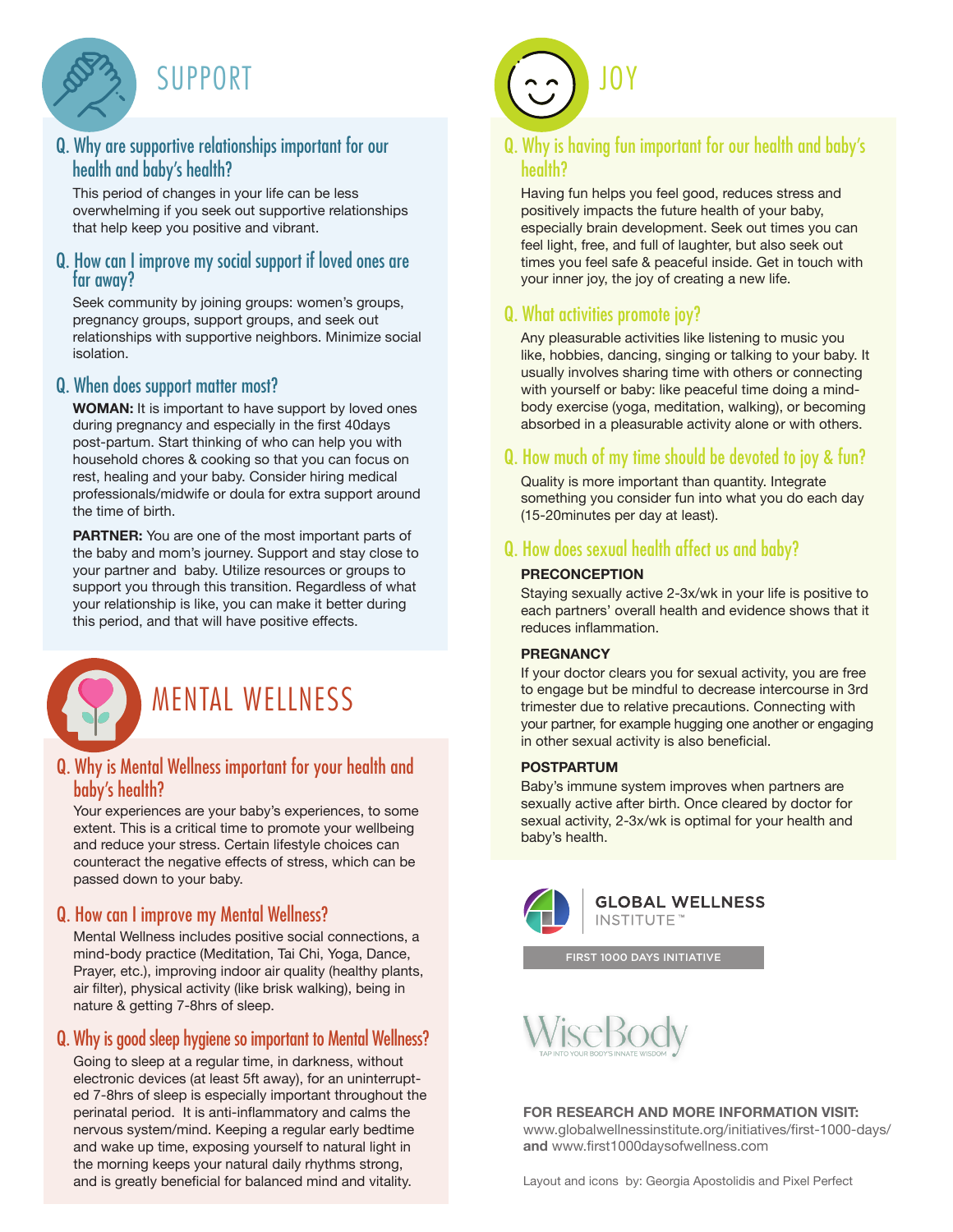## SUPPORT

### Q. Why are supportive relationships important for our health and baby's health?

This period of changes in your life can be less overwhelming if you seek out supportive relationships that help keep you positive and vibrant.

### Q. How can I improve my social support if loved ones are far away?

Seek community by joining groups: women's groups, pregnancy groups, support groups, and seek out relationships with supportive neighbors. Minimize social isolation.

### Q. When does support matter most?

**WOMAN:** It is important to have support by loved ones during pregnancy and especially in the first 40days post-partum. Start thinking of who can help you with household chores & cooking so that you can focus on rest, healing and your baby. Consider hiring medical professionals/midwife or doula for extra support around the time of birth.

**PARTNER:** You are one of the most important parts of the baby and mom's journey. Support and stay close to your partner and baby. Utilize resources or groups to support you through this transition. Regardless of what your relationship is like, you can make it better during this period, and that will have positive effects.

## MENTAL WELLNESS

### Q. Why is Mental Wellness important for your health and baby's health?

Your experiences are your baby's experiences, to some extent. This is a critical time to promote your wellbeing and reduce your stress. Certain lifestyle choices can counteract the negative effects of stress, which can be passed down to your baby.

### Q. How can I improve my Mental Wellness?

Mental Wellness includes positive social connections, a mind-body practice (Meditation, Tai Chi, Yoga, Dance, Prayer, etc.), improving indoor air quality (healthy plants, air filter), physical activity (like brisk walking), being in nature & getting 7-8hrs of sleep.

### Q. Why is good sleep hygiene so important to Mental Wellness?

Going to sleep at a regular time, in darkness, without electronic devices (at least 5ft away), for an uninterrupted 7-8hrs of sleep is especially important throughout the perinatal period. It is anti-inflammatory and calms the nervous system/mind. Keeping a regular early bedtime and wake up time, exposing yourself to natural light in the morning keeps your natural daily rhythms strong, and is greatly beneficial for balanced mind and vitality.

## JOY

### Q. Why is having fun important for our health and baby's health?

Having fun helps you feel good, reduces stress and positively impacts the future health of your baby, especially brain development. Seek out times you can feel light, free, and full of laughter, but also seek out times you feel safe & peaceful inside. Get in touch with your inner joy, the joy of creating a new life.

### Q. What activities promote joy?

Any pleasurable activities like listening to music you like, hobbies, dancing, singing or talking to your baby. It usually involves sharing time with others or connecting with yourself or baby: like peaceful time doing a mind-body exercise (yoga, meditation, walking), or becoming absorbed in a pleasurable activity alone or with others.

### Q. How much of my time should be devoted to joy & fun?

Quality is more important than quantity. Integrate something you consider fun into what you do each day (15-20minutes per day at least).

### Q. How does sexual health affect us and baby?

**PRECONCEPTION**

Staying sexually active 2-3x/wk in your life is positive to each partners' overall health and evidence shows that it reduces inflammation.

**PREGNANCY**

If your doctor clears you for sexual activity, you are free to engage but be mindful to decrease intercourse in 3rd trimester due to relative precautions. Connecting with your partner, for example hugging one another or engaging in other sexual activity is also beneficial.

**POSTPARTUM**

Baby's immune system improves when partners are sexually active after birth. Once cleared by doctor for sexual activity, 2-3x/wk is optimal for your health and baby's health.

GLOBAL WELLNESS INSTITUTE™

FIRST 1000 DAYS INITIATIVE

WiseBody

TAP INTO YOUR BODY'S INNATE WISDOM

**FOR RESEARCH AND MORE INFORMATION VISIT:**
www.globalwellnessinstitute.org/initiatives/first-1000-days/ **and** www.first1000daysofwellness.com

Layout and icons by: Georgia Apostolidis and Pixel Perfect